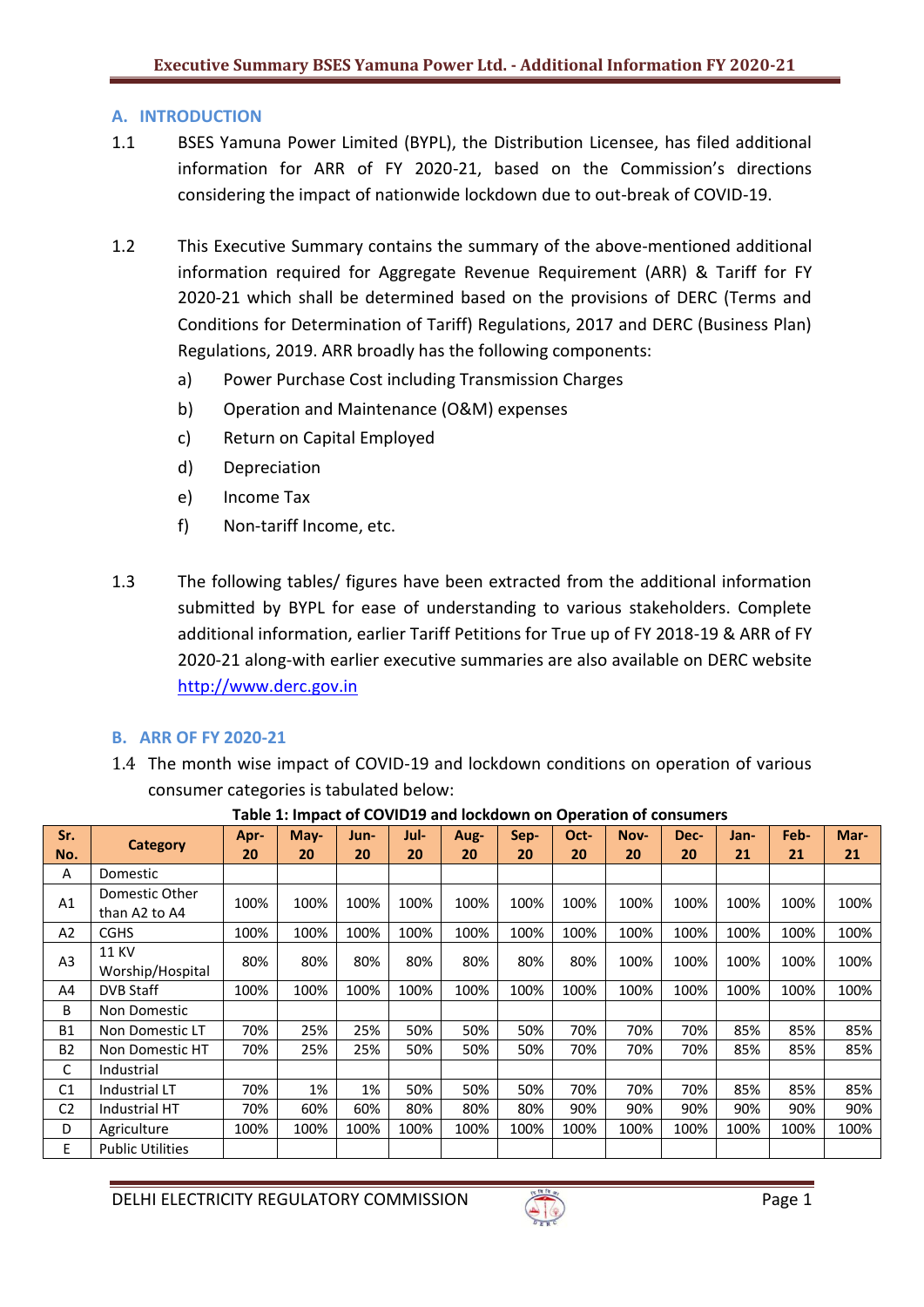## A. INTRODUCTION

1.1 BSES Yamuna Power Limited (BYPL), the Distribution Licensee, has filed additional information for ARR of FY 2020-21, based on the Commission's directions considering the impact of nationwide lockdown due to out-break of COVID-19.

1.2 This Executive Summary contains the summary of the above-mentioned additional information required for Aggregate Revenue Requirement (ARR) & Tariff for FY 2020-21 which shall be determined based on the provisions of DERC (Terms and Conditions for Determination of Tariff) Regulations, 2017 and DERC (Business Plan) Regulations, 2019. ARR broadly has the following components:

a) Power Purchase Cost including Transmission Charges

b) Operation and Maintenance (O&M) expenses

c) Return on Capital Employed

d) Depreciation

e) Income Tax

f) Non-tariff Income, etc.

1.3 The following tables/ figures have been extracted from the additional information submitted by BYPL for ease of understanding to various stakeholders. Complete additional information, earlier Tariff Petitions for True up of FY 2018-19 & ARR of FY 2020-21 along-with earlier executive summaries are also available on DERC website http://www.derc.gov.in

## B. ARR OF FY 2020-21

1.4 The month wise impact of COVID-19 and lockdown conditions on operation of various consumer categories is tabulated below:

**Table 1: Impact of COVID19 and lockdown on Operation of consumers**

| Sr. No. | Category | Apr-20 | May-20 | Jun-20 | Jul-20 | Aug-20 | Sep-20 | Oct-20 | Nov-20 | Dec-20 | Jan-21 | Feb-21 | Mar-21 |
|---|---|---|---|---|---|---|---|---|---|---|---|---|---|
| A | Domestic | | | | | | | | | | | | |
| A1 | Domestic Other than A2 to A4 | 100% | 100% | 100% | 100% | 100% | 100% | 100% | 100% | 100% | 100% | 100% | 100% |
| A2 | CGHS | 100% | 100% | 100% | 100% | 100% | 100% | 100% | 100% | 100% | 100% | 100% | 100% |
| A3 | 11 KV Worship/Hospital | 80% | 80% | 80% | 80% | 80% | 80% | 80% | 100% | 100% | 100% | 100% | 100% |
| A4 | DVB Staff | 100% | 100% | 100% | 100% | 100% | 100% | 100% | 100% | 100% | 100% | 100% | 100% |
| B | Non Domestic | | | | | | | | | | | | |
| B1 | Non Domestic LT | 70% | 25% | 25% | 50% | 50% | 50% | 70% | 70% | 70% | 85% | 85% | 85% |
| B2 | Non Domestic HT | 70% | 25% | 25% | 50% | 50% | 50% | 70% | 70% | 70% | 85% | 85% | 85% |
| C | Industrial | | | | | | | | | | | | |
| C1 | Industrial LT | 70% | 1% | 1% | 50% | 50% | 50% | 70% | 70% | 70% | 85% | 85% | 85% |
| C2 | Industrial HT | 70% | 60% | 60% | 80% | 80% | 80% | 90% | 90% | 90% | 90% | 90% | 90% |
| D | Agriculture | 100% | 100% | 100% | 100% | 100% | 100% | 100% | 100% | 100% | 100% | 100% | 100% |
| E | Public Utilities | | | | | | | | | | | | |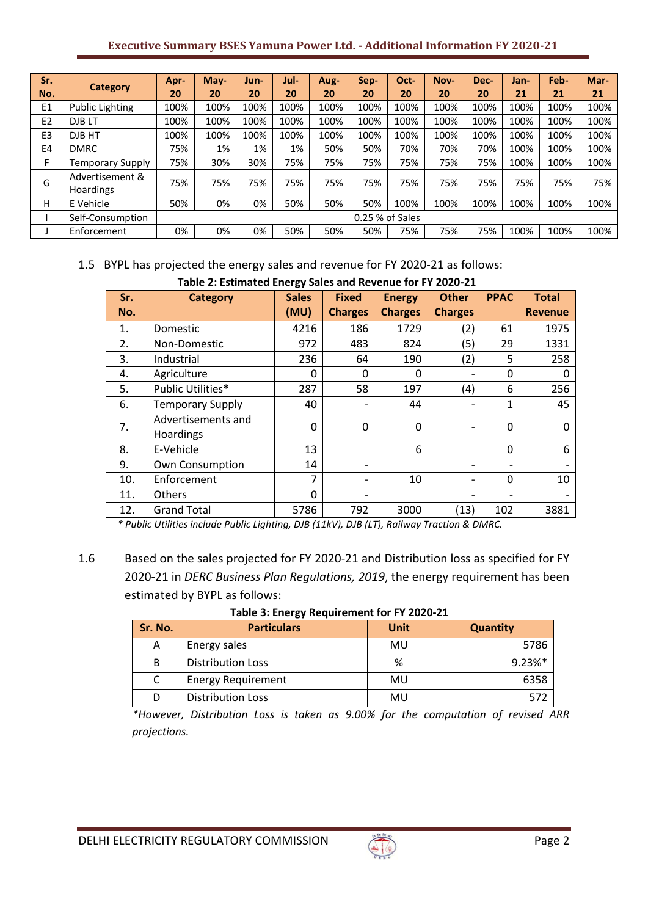| Sr. No. | Category | Apr-20 | May-20 | Jun-20 | Jul-20 | Aug-20 | Sep-20 | Oct-20 | Nov-20 | Dec-20 | Jan-21 | Feb-21 | Mar-21 |
|---|---|---|---|---|---|---|---|---|---|---|---|---|---|
| E1 | Public Lighting | 100% | 100% | 100% | 100% | 100% | 100% | 100% | 100% | 100% | 100% | 100% | 100% |
| E2 | DJB LT | 100% | 100% | 100% | 100% | 100% | 100% | 100% | 100% | 100% | 100% | 100% | 100% |
| E3 | DJB HT | 100% | 100% | 100% | 100% | 100% | 100% | 100% | 100% | 100% | 100% | 100% | 100% |
| E4 | DMRC | 75% | 1% | 1% | 1% | 50% | 50% | 70% | 70% | 70% | 100% | 100% | 100% |
| F | Temporary Supply | 75% | 30% | 30% | 75% | 75% | 75% | 75% | 75% | 75% | 100% | 100% | 100% |
| G | Advertisement & Hoardings | 75% | 75% | 75% | 75% | 75% | 75% | 75% | 75% | 75% | 75% | 75% | 75% |
| H | E Vehicle | 50% | 0% | 0% | 50% | 50% | 50% | 100% | 100% | 100% | 100% | 100% | 100% |
| I | Self-Consumption | 0.25 % of Sales | | | | | | | | | | | |
| J | Enforcement | 0% | 0% | 0% | 50% | 50% | 50% | 75% | 75% | 75% | 100% | 100% | 100% |

1.5 BYPL has projected the energy sales and revenue for FY 2020-21 as follows:

**Table 2: Estimated Energy Sales and Revenue for FY 2020-21**

| Sr. No. | Category | Sales (MU) | Fixed Charges | Energy Charges | Other Charges | PPAC | Total Revenue |
|---|---|---|---|---|---|---|---|
| 1. | Domestic | 4216 | 186 | 1729 | (2) | 61 | 1975 |
| 2. | Non-Domestic | 972 | 483 | 824 | (5) | 29 | 1331 |
| 3. | Industrial | 236 | 64 | 190 | (2) | 5 | 258 |
| 4. | Agriculture | 0 | 0 | 0 | - | 0 | 0 |
| 5. | Public Utilities* | 287 | 58 | 197 | (4) | 6 | 256 |
| 6. | Temporary Supply | 40 | - | 44 | - | 1 | 45 |
| 7. | Advertisements and Hoardings | 0 | 0 | 0 | - | 0 | 0 |
| 8. | E-Vehicle | 13 | | 6 | | 0 | 6 |
| 9. | Own Consumption | 14 | - | | - | - | - |
| 10. | Enforcement | 7 | - | 10 | - | 0 | 10 |
| 11. | Others | 0 | - | | - | - | - |
| 12. | Grand Total | 5786 | 792 | 3000 | (13) | 102 | 3881 |

*\* Public Utilities include Public Lighting, DJB (11kV), DJB (LT), Railway Traction & DMRC.*

1.6 Based on the sales projected for FY 2020-21 and Distribution loss as specified for FY 2020-21 in *DERC Business Plan Regulations, 2019*, the energy requirement has been estimated by BYPL as follows:

**Table 3: Energy Requirement for FY 2020-21**

| Sr. No. | Particulars | Unit | Quantity |
|---|---|---|---|
| A | Energy sales | MU | 5786 |
| B | Distribution Loss | % | 9.23%* |
| C | Energy Requirement | MU | 6358 |
| D | Distribution Loss | MU | 572 |

*\*However, Distribution Loss is taken as 9.00% for the computation of revised ARR projections.*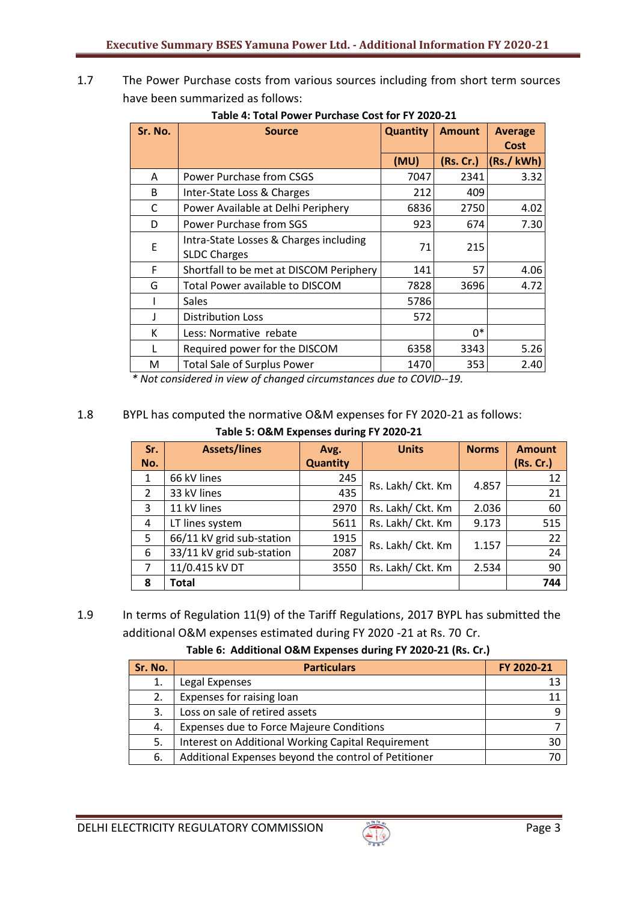1.7 The Power Purchase costs from various sources including from short term sources have been summarized as follows:

**Table 4: Total Power Purchase Cost for FY 2020-21**

| Sr. No. | Source | Quantity | Amount | Average Cost |
|---|---|---|---|---|
| | | (MU) | (Rs. Cr.) | (Rs./ kWh) |
| A | Power Purchase from CSGS | 7047 | 2341 | 3.32 |
| B | Inter-State Loss & Charges | 212 | 409 | |
| C | Power Available at Delhi Periphery | 6836 | 2750 | 4.02 |
| D | Power Purchase from SGS | 923 | 674 | 7.30 |
| E | Intra-State Losses & Charges including SLDC Charges | 71 | 215 | |
| F | Shortfall to be met at DISCOM Periphery | 141 | 57 | 4.06 |
| G | Total Power available to DISCOM | 7828 | 3696 | 4.72 |
| I | Sales | 5786 | | |
| J | Distribution Loss | 572 | | |
| K | Less: Normative rebate | | 0* | |
| L | Required power for the DISCOM | 6358 | 3343 | 5.26 |
| M | Total Sale of Surplus Power | 1470 | 353 | 2.40 |

*\* Not considered in view of changed circumstances due to COVID--19.*

1.8 BYPL has computed the normative O&M expenses for FY 2020-21 as follows:

**Table 5: O&M Expenses during FY 2020-21**

| Sr. No. | Assets/lines | Avg. Quantity | Units | Norms | Amount (Rs. Cr.) |
|---|---|---|---|---|---|
| 1 | 66 kV lines | 245 | Rs. Lakh/ Ckt. Km | 4.857 | 12 |
| 2 | 33 kV lines | 435 | | | 21 |
| 3 | 11 kV lines | 2970 | Rs. Lakh/ Ckt. Km | 2.036 | 60 |
| 4 | LT lines system | 5611 | Rs. Lakh/ Ckt. Km | 9.173 | 515 |
| 5 | 66/11 kV grid sub-station | 1915 | Rs. Lakh/ Ckt. Km | 1.157 | 22 |
| 6 | 33/11 kV grid sub-station | 2087 | | | 24 |
| 7 | 11/0.415 kV DT | 3550 | Rs. Lakh/ Ckt. Km | 2.534 | 90 |
| **8** | **Total** | | | | **744** |

1.9 In terms of Regulation 11(9) of the Tariff Regulations, 2017 BYPL has submitted the additional O&M expenses estimated during FY 2020 -21 at Rs. 70 Cr.

**Table 6: Additional O&M Expenses during FY 2020-21 (Rs. Cr.)**

| Sr. No. | Particulars | FY 2020-21 |
|---|---|---|
| 1. | Legal Expenses | 13 |
| 2. | Expenses for raising loan | 11 |
| 3. | Loss on sale of retired assets | 9 |
| 4. | Expenses due to Force Majeure Conditions | 7 |
| 5. | Interest on Additional Working Capital Requirement | 30 |
| 6. | Additional Expenses beyond the control of Petitioner | 70 |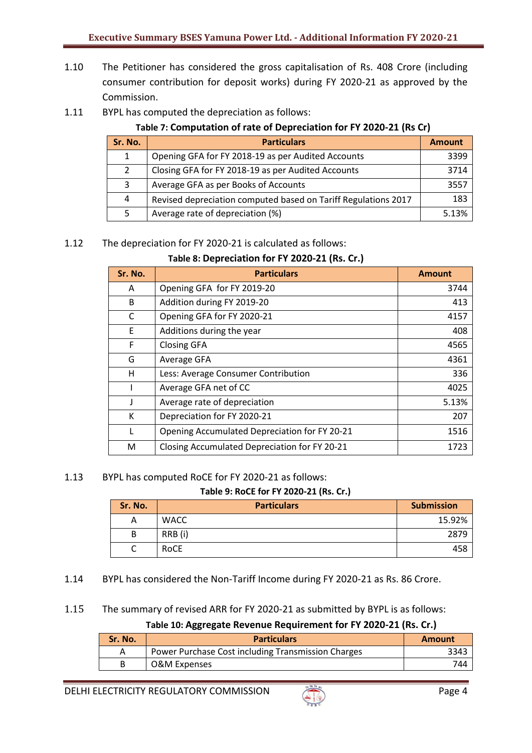1.10 The Petitioner has considered the gross capitalisation of Rs. 408 Crore (including consumer contribution for deposit works) during FY 2020-21 as approved by the Commission.

1.11 BYPL has computed the depreciation as follows:

**Table 7: Computation of rate of Depreciation for FY 2020-21 (Rs Cr)**

| Sr. No. | Particulars | Amount |
|---|---|---|
| 1 | Opening GFA for FY 2018-19 as per Audited Accounts | 3399 |
| 2 | Closing GFA for FY 2018-19 as per Audited Accounts | 3714 |
| 3 | Average GFA as per Books of Accounts | 3557 |
| 4 | Revised depreciation computed based on Tariff Regulations 2017 | 183 |
| 5 | Average rate of depreciation (%) | 5.13% |

1.12 The depreciation for FY 2020-21 is calculated as follows:

**Table 8: Depreciation for FY 2020-21 (Rs. Cr.)**

| Sr. No. | Particulars | Amount |
|---|---|---|
| A | Opening GFA for FY 2019-20 | 3744 |
| B | Addition during FY 2019-20 | 413 |
| C | Opening GFA for FY 2020-21 | 4157 |
| E | Additions during the year | 408 |
| F | Closing GFA | 4565 |
| G | Average GFA | 4361 |
| H | Less: Average Consumer Contribution | 336 |
| I | Average GFA net of CC | 4025 |
| J | Average rate of depreciation | 5.13% |
| K | Depreciation for FY 2020-21 | 207 |
| L | Opening Accumulated Depreciation for FY 20-21 | 1516 |
| M | Closing Accumulated Depreciation for FY 20-21 | 1723 |

1.13 BYPL has computed RoCE for FY 2020-21 as follows:

**Table 9: RoCE for FY 2020-21 (Rs. Cr.)**

| Sr. No. | Particulars | Submission |
|---|---|---|
| A | WACC | 15.92% |
| B | RRB (i) | 2879 |
| C | RoCE | 458 |

1.14 BYPL has considered the Non-Tariff Income during FY 2020-21 as Rs. 86 Crore.

1.15 The summary of revised ARR for FY 2020-21 as submitted by BYPL is as follows:

**Table 10: Aggregate Revenue Requirement for FY 2020-21 (Rs. Cr.)**

| Sr. No. | Particulars | Amount |
|---|---|---|
| A | Power Purchase Cost including Transmission Charges | 3343 |
| B | O&M Expenses | 744 |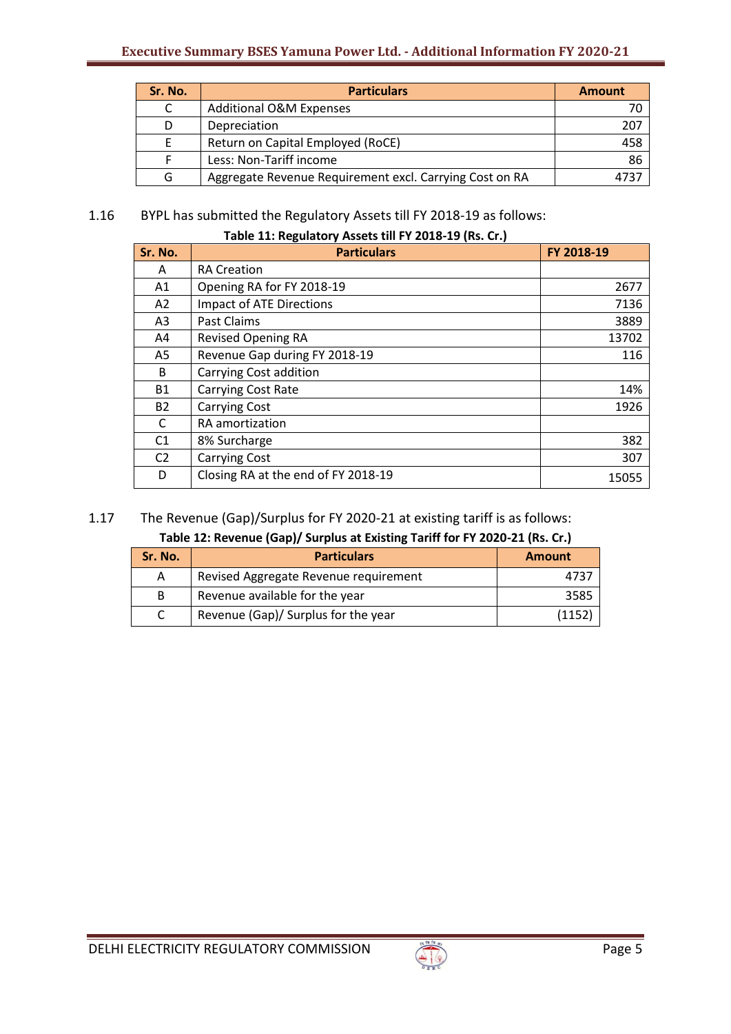| Sr. No. | Particulars | Amount |
|---|---|---|
| C | Additional O&M Expenses | 70 |
| D | Depreciation | 207 |
| E | Return on Capital Employed (RoCE) | 458 |
| F | Less: Non-Tariff income | 86 |
| G | Aggregate Revenue Requirement excl. Carrying Cost on RA | 4737 |

1.16 BYPL has submitted the Regulatory Assets till FY 2018-19 as follows:

**Table 11: Regulatory Assets till FY 2018-19 (Rs. Cr.)**

| Sr. No. | Particulars | FY 2018-19 |
|---|---|---|
| A | RA Creation | |
| A1 | Opening RA for FY 2018-19 | 2677 |
| A2 | Impact of ATE Directions | 7136 |
| A3 | Past Claims | 3889 |
| A4 | Revised Opening RA | 13702 |
| A5 | Revenue Gap during FY 2018-19 | 116 |
| B | Carrying Cost addition | |
| B1 | Carrying Cost Rate | 14% |
| B2 | Carrying Cost | 1926 |
| C | RA amortization | |
| C1 | 8% Surcharge | 382 |
| C2 | Carrying Cost | 307 |
| D | Closing RA at the end of FY 2018-19 | 15055 |

1.17 The Revenue (Gap)/Surplus for FY 2020-21 at existing tariff is as follows:

**Table 12: Revenue (Gap)/ Surplus at Existing Tariff for FY 2020-21 (Rs. Cr.)**

| Sr. No. | Particulars | Amount |
|---|---|---|
| A | Revised Aggregate Revenue requirement | 4737 |
| B | Revenue available for the year | 3585 |
| C | Revenue (Gap)/ Surplus for the year | (1152) |